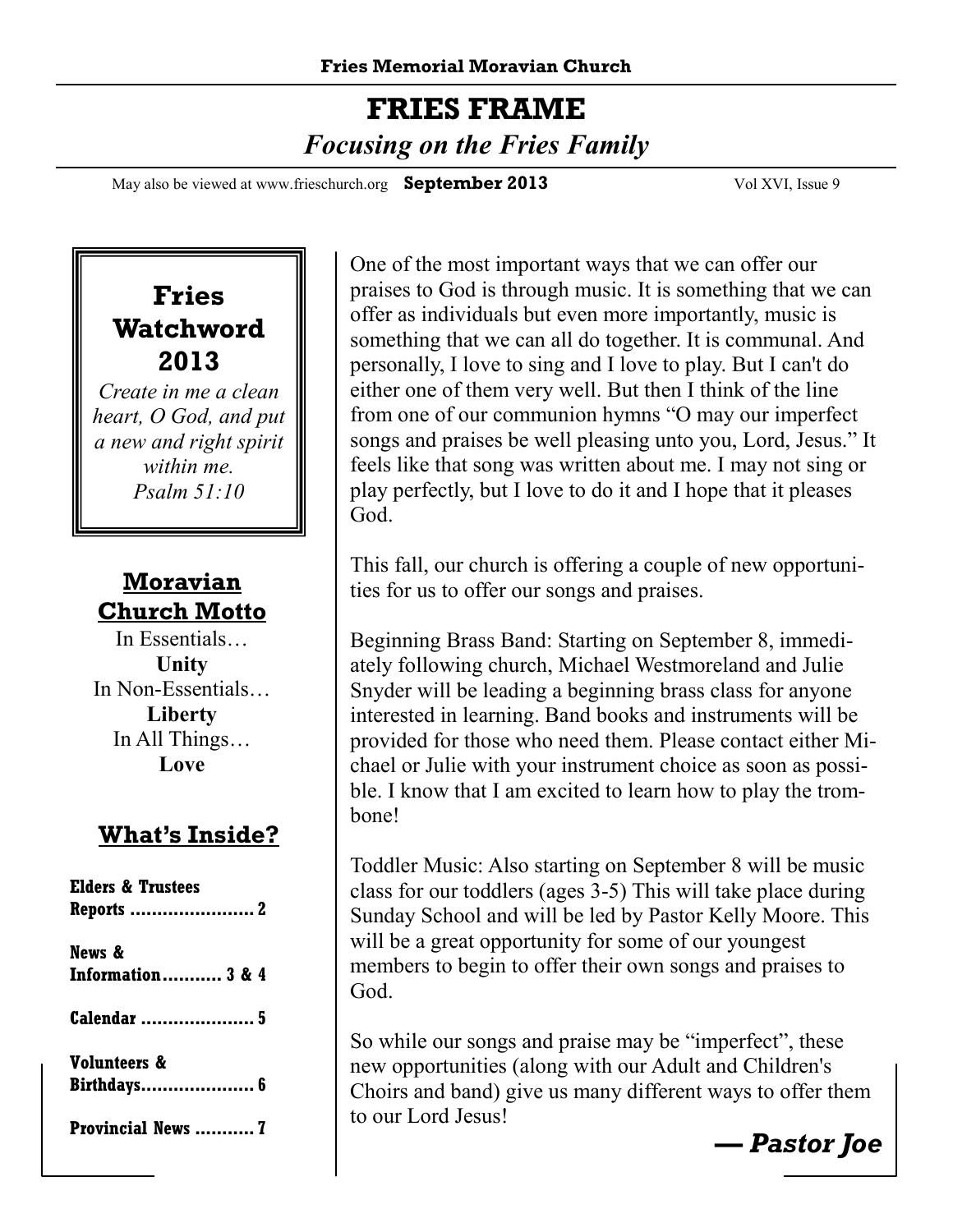Fries Memorial Moravian Church

# FRIES FRAME

*Focusing on the Fries Family*

May also be viewed at www.frieschurch.org **September 2013** Vol XVI, Issue 9

## Fries Watchword 2013

*Create in me a clean heart, O God, and put a new and right spirit within me.*
*Psalm 51:10*

## Moravian Church Motto

In Essentials…
**Unity**
In Non-Essentials…
**Liberty**
In All Things…
**Love**

## What's Inside?

**Elders & Trustees Reports ....................... 2**

**News & Information........... 3 & 4**

**Calendar ..................... 5**

**Volunteers & Birthdays..................... 6**

**Provincial News ........... 7**

One of the most important ways that we can offer our praises to God is through music. It is something that we can offer as individuals but even more importantly, music is something that we can all do together. It is communal. And personally, I love to sing and I love to play. But I can't do either one of them very well. But then I think of the line from one of our communion hymns "O may our imperfect songs and praises be well pleasing unto you, Lord, Jesus." It feels like that song was written about me. I may not sing or play perfectly, but I love to do it and I hope that it pleases God.

This fall, our church is offering a couple of new opportunities for us to offer our songs and praises.

Beginning Brass Band: Starting on September 8, immediately following church, Michael Westmoreland and Julie Snyder will be leading a beginning brass class for anyone interested in learning. Band books and instruments will be provided for those who need them. Please contact either Michael or Julie with your instrument choice as soon as possible. I know that I am excited to learn how to play the trombone!

Toddler Music: Also starting on September 8 will be music class for our toddlers (ages 3-5) This will take place during Sunday School and will be led by Pastor Kelly Moore. This will be a great opportunity for some of our youngest members to begin to offer their own songs and praises to God.

So while our songs and praise may be "imperfect", these new opportunities (along with our Adult and Children's Choirs and band) give us many different ways to offer them to our Lord Jesus!

***— Pastor Joe***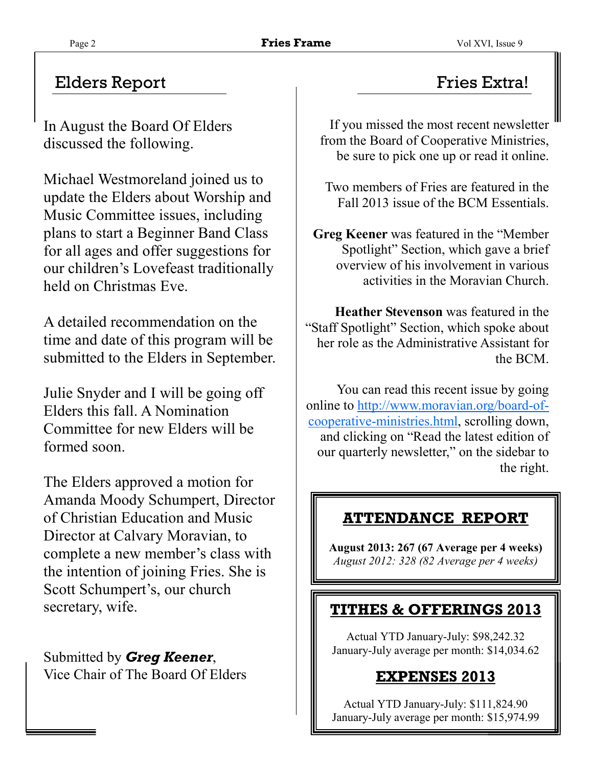## Elders Report

In August the Board Of Elders discussed the following.

Michael Westmoreland joined us to update the Elders about Worship and Music Committee issues, including plans to start a Beginner Band Class for all ages and offer suggestions for our children's Lovefeast traditionally held on Christmas Eve.

A detailed recommendation on the time and date of this program will be submitted to the Elders in September.

Julie Snyder and I will be going off Elders this fall. A Nomination Committee for new Elders will be formed soon.

The Elders approved a motion for Amanda Moody Schumpert, Director of Christian Education and Music Director at Calvary Moravian, to complete a new member's class with the intention of joining Fries. She is Scott Schumpert's, our church secretary, wife.

Submitted by ***Greg Keener***,
Vice Chair of The Board Of Elders

## Fries Extra!

If you missed the most recent newsletter from the Board of Cooperative Ministries, be sure to pick one up or read it online.

Two members of Fries are featured in the Fall 2013 issue of the BCM Essentials.

**Greg Keener** was featured in the "Member Spotlight" Section, which gave a brief overview of his involvement in various activities in the Moravian Church.

**Heather Stevenson** was featured in the "Staff Spotlight" Section, which spoke about her role as the Administrative Assistant for the BCM.

You can read this recent issue by going online to http://www.moravian.org/board-of-cooperative-ministries.html, scrolling down, and clicking on "Read the latest edition of our quarterly newsletter," on the sidebar to the right.

### ATTENDANCE REPORT

**August 2013: 267 (67 Average per 4 weeks)**
*August 2012: 328 (82 Average per 4 weeks)*

### TITHES & OFFERINGS 2013

Actual YTD January-July: $98,242.32
January-July average per month: $14,034.62

### EXPENSES 2013

Actual YTD January-July: $111,824.90
January-July average per month: $15,974.99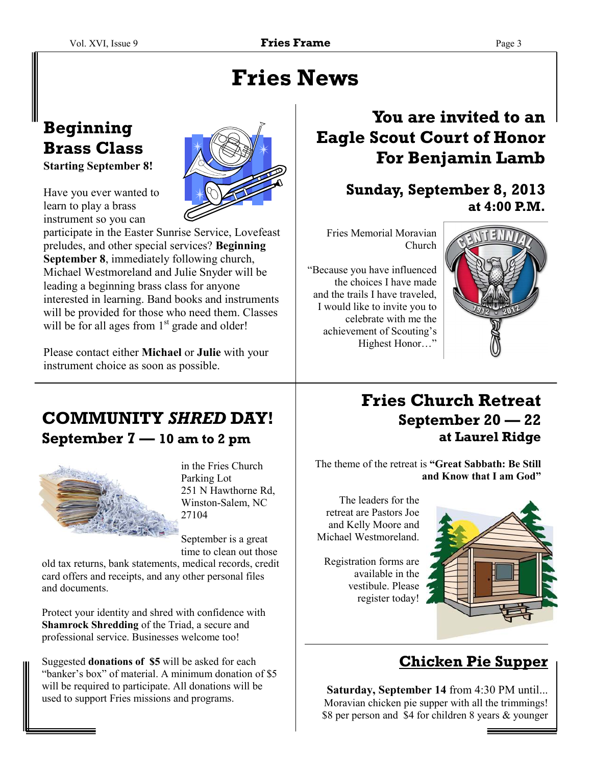# Fries News

## Beginning Brass Class

**Starting September 8!**

Have you ever wanted to learn to play a brass instrument so you can participate in the Easter Sunrise Service, Lovefeast preludes, and other special services? **Beginning September 8**, immediately following church, Michael Westmoreland and Julie Snyder will be leading a beginning brass class for anyone interested in learning. Band books and instruments will be provided for those who need them. Classes will be for all ages from 1st grade and older!

Please contact either **Michael** or **Julie** with your instrument choice as soon as possible.

## You are invited to an Eagle Scout Court of Honor For Benjamin Lamb

### Sunday, September 8, 2013

**at 4:00 P.M.**

Fries Memorial Moravian Church

"Because you have influenced the choices I have made and the trails I have traveled, I would like to invite you to celebrate with me the achievement of Scouting's Highest Honor…"

## COMMUNITY *SHRED* DAY!

### September 7 — 10 am to 2 pm

in the Fries Church Parking Lot
251 N Hawthorne Rd,
Winston-Salem, NC 27104

September is a great time to clean out those old tax returns, bank statements, medical records, credit card offers and receipts, and any other personal files and documents.

Protect your identity and shred with confidence with **Shamrock Shredding** of the Triad, a secure and professional service. Businesses welcome too!

Suggested **donations of $5** will be asked for each "banker's box" of material. A minimum donation of $5 will be required to participate. All donations will be used to support Fries missions and programs.

## Fries Church Retreat

### September 20 — 22

**at Laurel Ridge**

The theme of the retreat is **"Great Sabbath: Be Still and Know that I am God"**

The leaders for the retreat are Pastors Joe and Kelly Moore and Michael Westmoreland.

Registration forms are available in the vestibule. Please register today!

## Chicken Pie Supper

**Saturday, September 14** from 4:30 PM until...
Moravian chicken pie supper with all the trimmings!
$8 per person and $4 for children 8 years & younger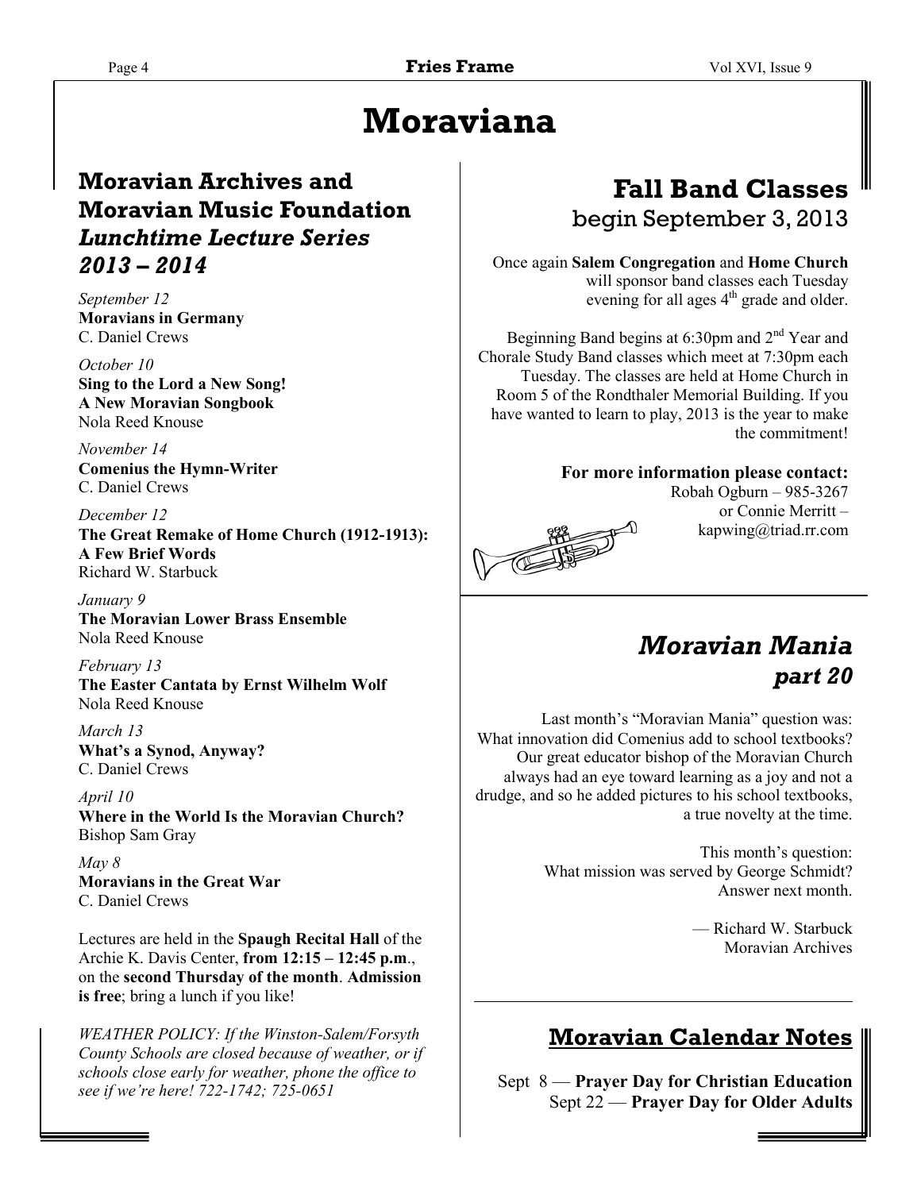# Moraviana

## Moravian Archives and Moravian Music Foundation *Lunchtime Lecture Series 2013 – 2014*

*September 12*
**Moravians in Germany**
C. Daniel Crews

*October 10*
**Sing to the Lord a New Song! A New Moravian Songbook**
Nola Reed Knouse

*November 14*
**Comenius the Hymn-Writer**
C. Daniel Crews

*December 12*
**The Great Remake of Home Church (1912-1913): A Few Brief Words**
Richard W. Starbuck

*January 9*
**The Moravian Lower Brass Ensemble**
Nola Reed Knouse

*February 13*
**The Easter Cantata by Ernst Wilhelm Wolf**
Nola Reed Knouse

*March 13*
**What's a Synod, Anyway?**
C. Daniel Crews

*April 10*
**Where in the World Is the Moravian Church?**
Bishop Sam Gray

*May 8*
**Moravians in the Great War**
C. Daniel Crews

Lectures are held in the **Spaugh Recital Hall** of the Archie K. Davis Center, **from 12:15 – 12:45 p.m**., on the **second Thursday of the month**. **Admission is free**; bring a lunch if you like!

*WEATHER POLICY: If the Winston-Salem/Forsyth County Schools are closed because of weather, or if schools close early for weather, phone the office to see if we're here! 722-1742; 725-0651*

## Fall Band Classes

begin September 3, 2013

Once again **Salem Congregation** and **Home Church** will sponsor band classes each Tuesday evening for all ages 4th grade and older.

Beginning Band begins at 6:30pm and 2nd Year and Chorale Study Band classes which meet at 7:30pm each Tuesday. The classes are held at Home Church in Room 5 of the Rondthaler Memorial Building. If you have wanted to learn to play, 2013 is the year to make the commitment!

**For more information please contact:**
Robah Ogburn – 985-3267
or Connie Merritt – kapwing@triad.rr.com

## *Moravian Mania part 20*

Last month's "Moravian Mania" question was: What innovation did Comenius add to school textbooks? Our great educator bishop of the Moravian Church always had an eye toward learning as a joy and not a drudge, and so he added pictures to his school textbooks, a true novelty at the time.

This month's question:
What mission was served by George Schmidt?
Answer next month.

— Richard W. Starbuck
Moravian Archives

## Moravian Calendar Notes

Sept 8 — **Prayer Day for Christian Education**
Sept 22 — **Prayer Day for Older Adults**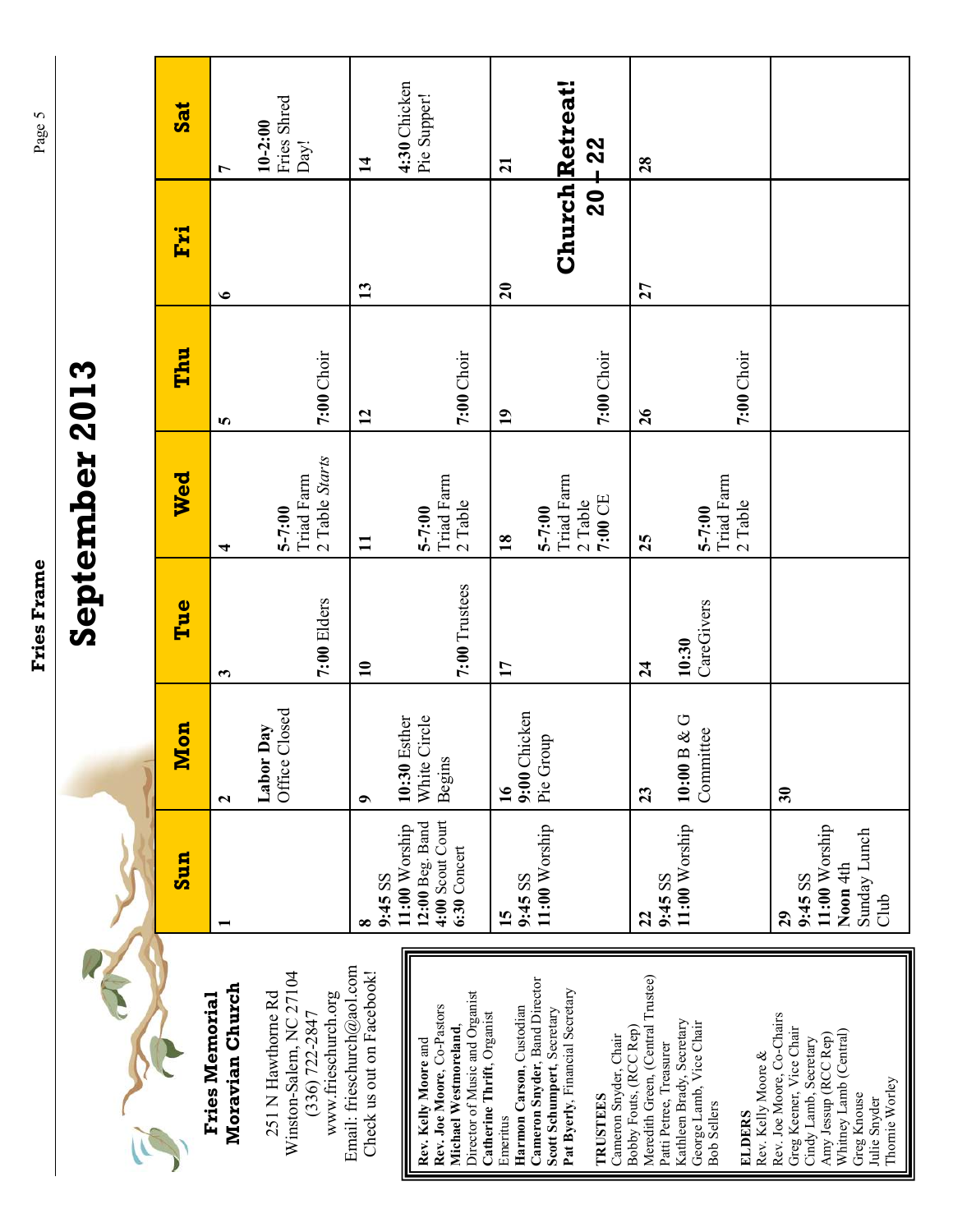# September 2013

## Fries Memorial Moravian Church

251 N Hawthorne Rd
Winston-Salem, NC 27104
(336) 722-2847
www.frieschurch.org
Email: frieschurch@aol.com
Check us out on Facebook!

**Rev. Kelly Moore** and
**Rev. Joe Moore**, Co-Pastors
**Michael Westmoreland**, Director of Music and Organist
**Catherine Thrift**, Organist Emeritus
**Harmon Carson**, Custodian
**Cameron Snyder**, Band Director
**Scott Schumpert**, Secretary
**Pat Byerly**, Financial Secretary

**TRUSTEES**
Cameron Snyder, Chair
Bobby Fouts, (RCC Rep)
Meredith Green, (Central Trustee)
Patti Petree, Treasurer
Kathleen Brady, Secretary
George Lamb, Vice Chair
Bob Sellers

**ELDERS**
Rev. Kelly Moore &
Rev. Joe Moore, Co-Chairs
Greg Keener, Vice Chair
Cindy Lamb, Secretary
Amy Jessup (RCC Rep)
Whitney Lamb (Central)
Greg Knouse
Julie Snyder
Thornie Worley

| Sun | Mon | Tue | Wed | Thu | Fri | Sat |
|---|---|---|---|---|---|---|
| 1 | 2<br>**Labor Day**<br>Office Closed | 3<br>**7:00** Elders | 4<br>**5-7:00**<br>Triad Farm 2 Table *Starts* | 5<br>**7:00** Choir | 6 | 7<br>**10-2:00**<br>Fries Shred Day! |
| 8<br>**9:45** SS<br>**11:00** Worship<br>**12:00** Beg. Band<br>**4:00** Scout Court<br>**6:30** Concert | 9<br>**10:30** Esther White Circle Begins | 10<br>**7:00** Trustees | 11<br>**5-7:00**<br>Triad Farm 2 Table | 12<br>**7:00** Choir | 13 | 14<br>**4:30** Chicken Pie Supper! |
| 15<br>**9:45** SS<br>**11:00** Worship | 16<br>**9:00** Chicken Pie Group | 17 | 18<br>**5-7:00**<br>Triad Farm 2 Table<br>**7:00** CE | 19<br>**7:00** Choir | 20<br>**Church Retreat! 20 – 22** | 21 |
| 22<br>**9:45** SS<br>**11:00** Worship | 23<br>**10:00** B & G Committee | 24<br>**10:30** CareGivers | 25<br>**5-7:00**<br>Triad Farm 2 Table | 26<br>**7:00** Choir | 27 | 28 |
| 29<br>**9:45** SS<br>**11:00** Worship<br>**Noon** 4th Sunday Lunch Club | 30 | | | | | |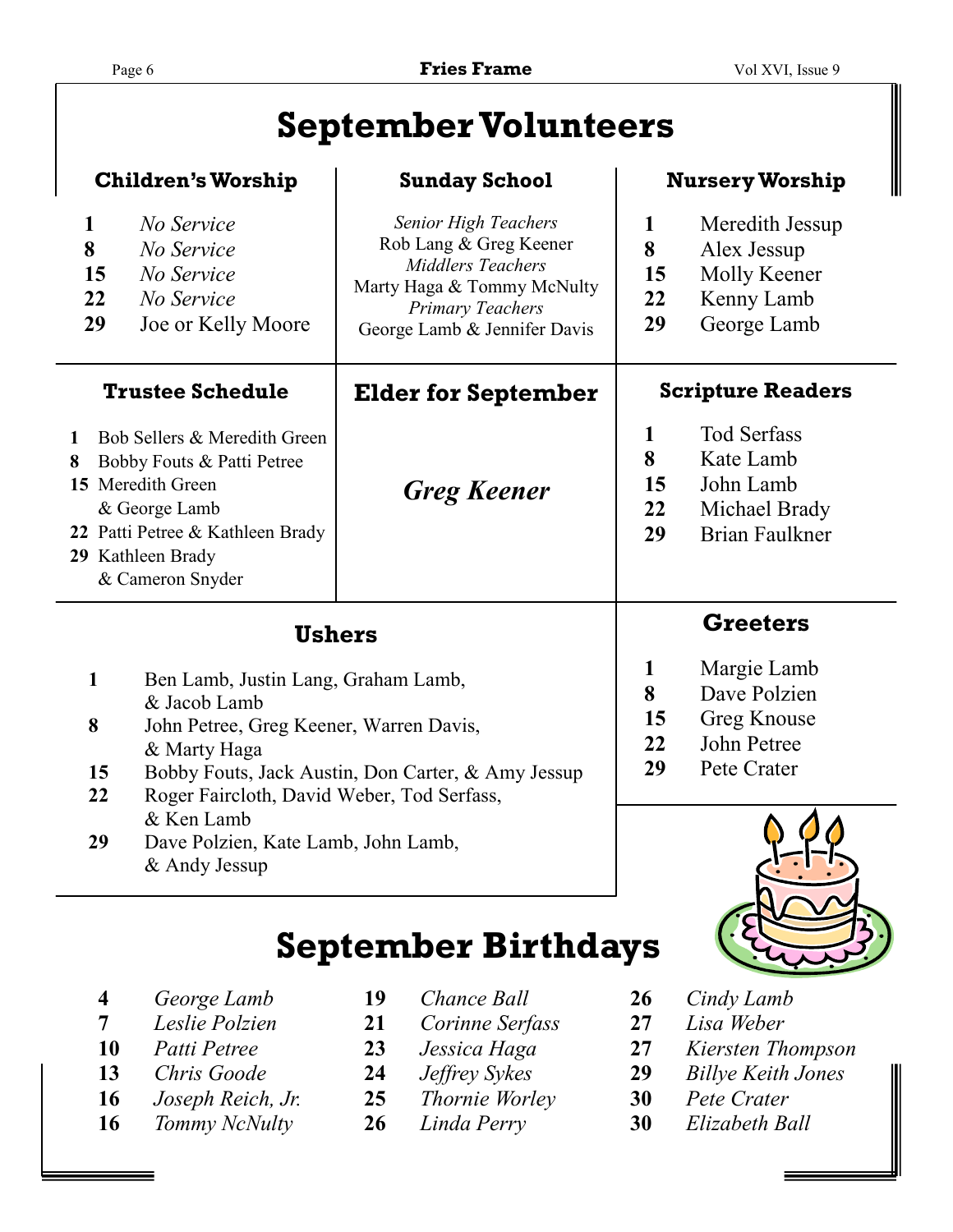# September Volunteers

## Children's Worship

**1** *No Service*
**8** *No Service*
**15** *No Service*
**22** *No Service*
**29** Joe or Kelly Moore

## Sunday School

*Senior High Teachers*
Rob Lang & Greg Keener
*Middlers Teachers*
Marty Haga & Tommy McNulty
*Primary Teachers*
George Lamb & Jennifer Davis

## Nursery Worship

**1** Meredith Jessup
**8** Alex Jessup
**15** Molly Keener
**22** Kenny Lamb
**29** George Lamb

## Trustee Schedule

**1** Bob Sellers & Meredith Green
**8** Bobby Fouts & Patti Petree
**15** Meredith Green & George Lamb
**22** Patti Petree & Kathleen Brady
**29** Kathleen Brady & Cameron Snyder

## Elder for September

***Greg Keener***

## Scripture Readers

**1** Tod Serfass
**8** Kate Lamb
**15** John Lamb
**22** Michael Brady
**29** Brian Faulkner

## Ushers

**1** Ben Lamb, Justin Lang, Graham Lamb, & Jacob Lamb
**8** John Petree, Greg Keener, Warren Davis, & Marty Haga
**15** Bobby Fouts, Jack Austin, Don Carter, & Amy Jessup
**22** Roger Faircloth, David Weber, Tod Serfass, & Ken Lamb
**29** Dave Polzien, Kate Lamb, John Lamb, & Andy Jessup

## Greeters

**1** Margie Lamb
**8** Dave Polzien
**15** Greg Knouse
**22** John Petree
**29** Pete Crater

# September Birthdays

**4** *George Lamb*
**7** *Leslie Polzien*
**10** *Patti Petree*
**13** *Chris Goode*
**16** *Joseph Reich, Jr.*
**16** *Tommy NcNulty*
**19** *Chance Ball*
**21** *Corinne Serfass*
**23** *Jessica Haga*
**24** *Jeffrey Sykes*
**25** *Thornie Worley*
**26** *Linda Perry*
**26** *Cindy Lamb*
**27** *Lisa Weber*
**27** *Kiersten Thompson*
**29** *Billye Keith Jones*
**30** *Pete Crater*
**30** *Elizabeth Ball*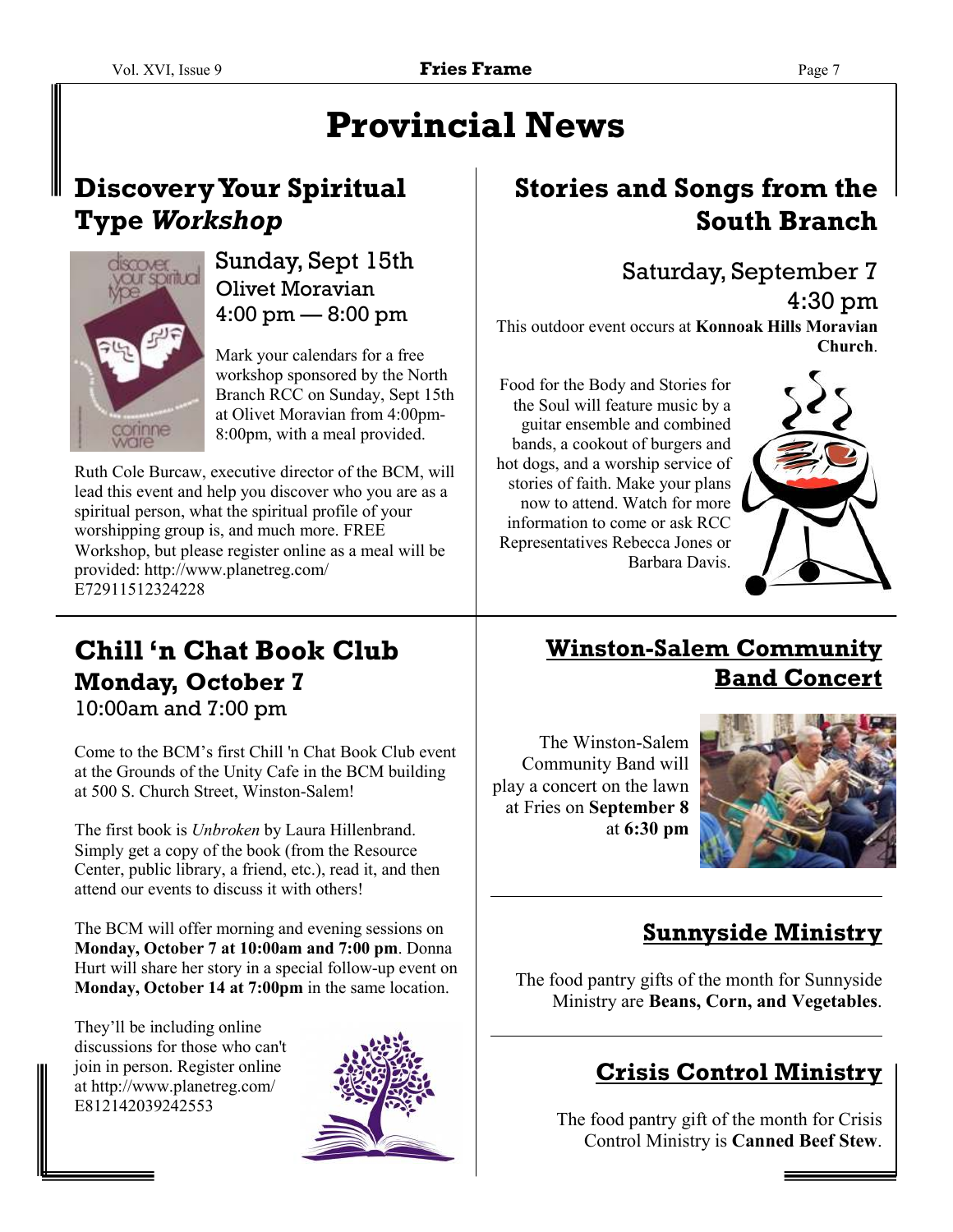# Provincial News

## Discovery Your Spiritual Type *Workshop*

Sunday, Sept 15th
Olivet Moravian
4:00 pm — 8:00 pm

Mark your calendars for a free workshop sponsored by the North Branch RCC on Sunday, Sept 15th at Olivet Moravian from 4:00pm-8:00pm, with a meal provided.

Ruth Cole Burcaw, executive director of the BCM, will lead this event and help you discover who you are as a spiritual person, what the spiritual profile of your worshipping group is, and much more. FREE Workshop, but please register online as a meal will be provided: http://www.planetreg.com/E72911512324228

## Chill 'n Chat Book Club

### Monday, October 7

10:00am and 7:00 pm

Come to the BCM's first Chill 'n Chat Book Club event at the Grounds of the Unity Cafe in the BCM building at 500 S. Church Street, Winston-Salem!

The first book is *Unbroken* by Laura Hillenbrand. Simply get a copy of the book (from the Resource Center, public library, a friend, etc.), read it, and then attend our events to discuss it with others!

The BCM will offer morning and evening sessions on **Monday, October 7 at 10:00am and 7:00 pm**. Donna Hurt will share her story in a special follow-up event on **Monday, October 14 at 7:00pm** in the same location.

They'll be including online discussions for those who can't join in person. Register online at http://www.planetreg.com/E812142039242553

## Stories and Songs from the South Branch

Saturday, September 7
4:30 pm

This outdoor event occurs at **Konnoak Hills Moravian Church**.

Food for the Body and Stories for the Soul will feature music by a guitar ensemble and combined bands, a cookout of burgers and hot dogs, and a worship service of stories of faith. Make your plans now to attend. Watch for more information to come or ask RCC Representatives Rebecca Jones or Barbara Davis.

## Winston-Salem Community Band Concert

The Winston-Salem Community Band will play a concert on the lawn at Fries on **September 8** at **6:30 pm**

## Sunnyside Ministry

The food pantry gifts of the month for Sunnyside Ministry are **Beans, Corn, and Vegetables**.

## Crisis Control Ministry

The food pantry gift of the month for Crisis Control Ministry is **Canned Beef Stew**.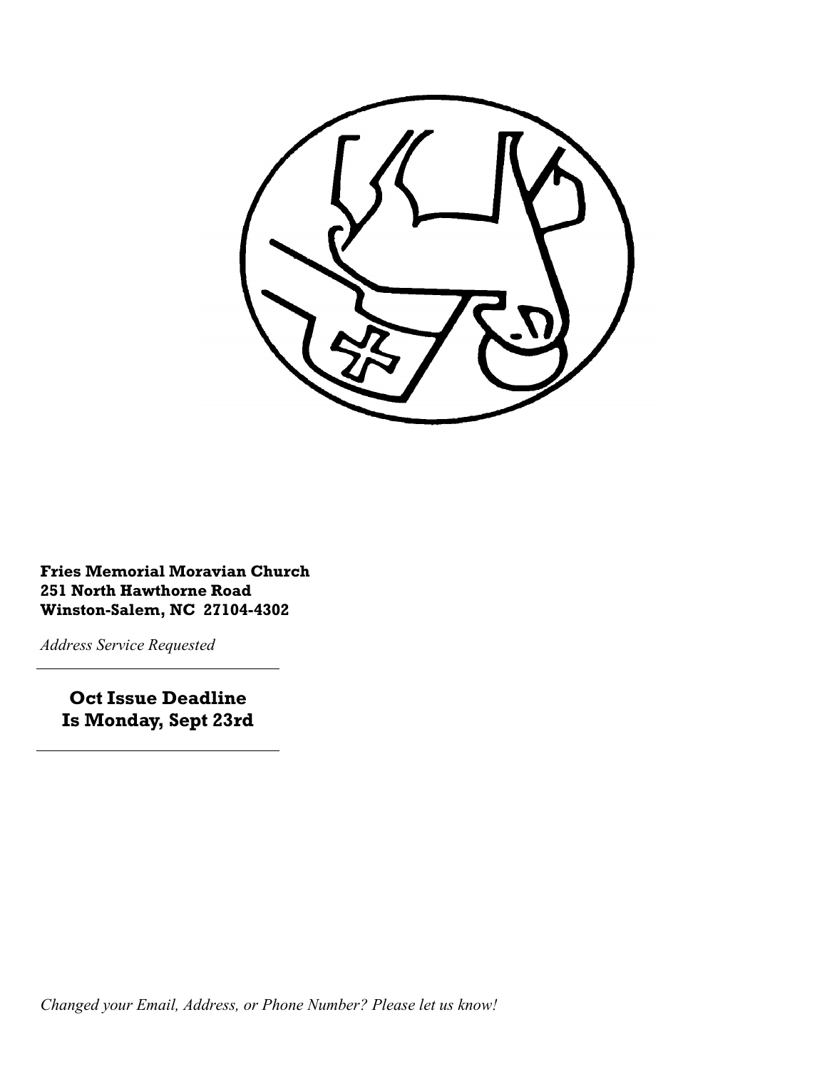**Fries Memorial Moravian Church**
**251 North Hawthorne Road**
**Winston-Salem, NC 27104-4302**

*Address Service Requested*

---

**Oct Issue Deadline**
**Is Monday, Sept 23rd**

---

*Changed your Email, Address, or Phone Number? Please let us know!*